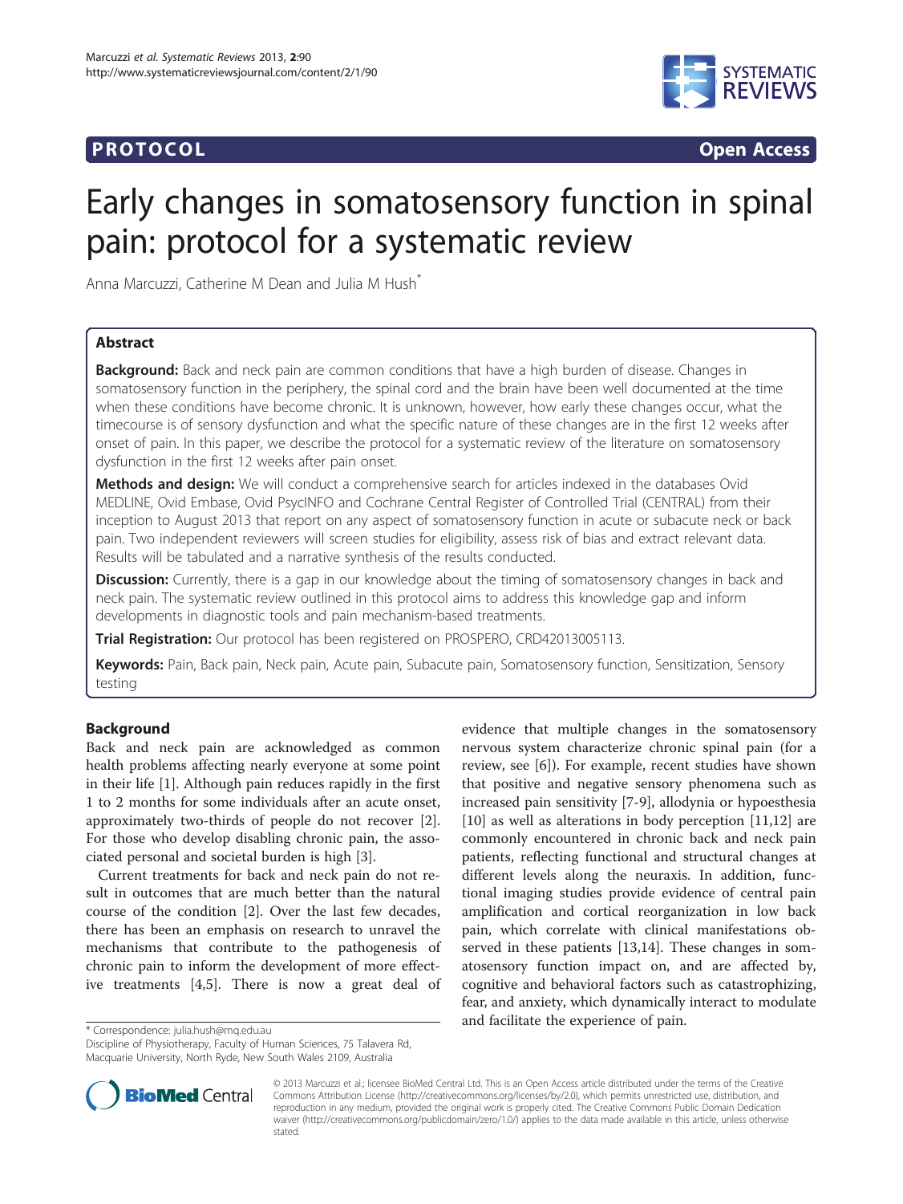**PROTOCOL** **Open Access**

# Early changes in somatosensory function in spinal pain: protocol for a systematic review

Anna Marcuzzi, Catherine M Dean and Julia M Hush*

## Abstract

**Background:** Back and neck pain are common conditions that have a high burden of disease. Changes in somatosensory function in the periphery, the spinal cord and the brain have been well documented at the time when these conditions have become chronic. It is unknown, however, how early these changes occur, what the timecourse is of sensory dysfunction and what the specific nature of these changes are in the first 12 weeks after onset of pain. In this paper, we describe the protocol for a systematic review of the literature on somatosensory dysfunction in the first 12 weeks after pain onset.

**Methods and design:** We will conduct a comprehensive search for articles indexed in the databases Ovid MEDLINE, Ovid Embase, Ovid PsycINFO and Cochrane Central Register of Controlled Trial (CENTRAL) from their inception to August 2013 that report on any aspect of somatosensory function in acute or subacute neck or back pain. Two independent reviewers will screen studies for eligibility, assess risk of bias and extract relevant data. Results will be tabulated and a narrative synthesis of the results conducted.

**Discussion:** Currently, there is a gap in our knowledge about the timing of somatosensory changes in back and neck pain. The systematic review outlined in this protocol aims to address this knowledge gap and inform developments in diagnostic tools and pain mechanism-based treatments.

**Trial Registration:** Our protocol has been registered on PROSPERO, CRD42013005113.

**Keywords:** Pain, Back pain, Neck pain, Acute pain, Subacute pain, Somatosensory function, Sensitization, Sensory testing

## Background

Back and neck pain are acknowledged as common health problems affecting nearly everyone at some point in their life [1]. Although pain reduces rapidly in the first 1 to 2 months for some individuals after an acute onset, approximately two-thirds of people do not recover [2]. For those who develop disabling chronic pain, the associated personal and societal burden is high [3].

Current treatments for back and neck pain do not result in outcomes that are much better than the natural course of the condition [2]. Over the last few decades, there has been an emphasis on research to unravel the mechanisms that contribute to the pathogenesis of chronic pain to inform the development of more effective treatments [4,5]. There is now a great deal of evidence that multiple changes in the somatosensory nervous system characterize chronic spinal pain (for a review, see [6]). For example, recent studies have shown that positive and negative sensory phenomena such as increased pain sensitivity [7-9], allodynia or hypoesthesia [10] as well as alterations in body perception [11,12] are commonly encountered in chronic back and neck pain patients, reflecting functional and structural changes at different levels along the neuraxis. In addition, functional imaging studies provide evidence of central pain amplification and cortical reorganization in low back pain, which correlate with clinical manifestations observed in these patients [13,14]. These changes in somatosensory function impact on, and are affected by, cognitive and behavioral factors such as catastrophizing, fear, and anxiety, which dynamically interact to modulate and facilitate the experience of pain.

* Correspondence: julia.hush@mq.edu.au
Discipline of Physiotherapy, Faculty of Human Sciences, 75 Talavera Rd, Macquarie University, North Ryde, New South Wales 2109, Australia

© 2013 Marcuzzi et al.; licensee BioMed Central Ltd. This is an Open Access article distributed under the terms of the Creative Commons Attribution License (http://creativecommons.org/licenses/by/2.0), which permits unrestricted use, distribution, and reproduction in any medium, provided the original work is properly cited. The Creative Commons Public Domain Dedication waiver (http://creativecommons.org/publicdomain/zero/1.0/) applies to the data made available in this article, unless otherwise stated.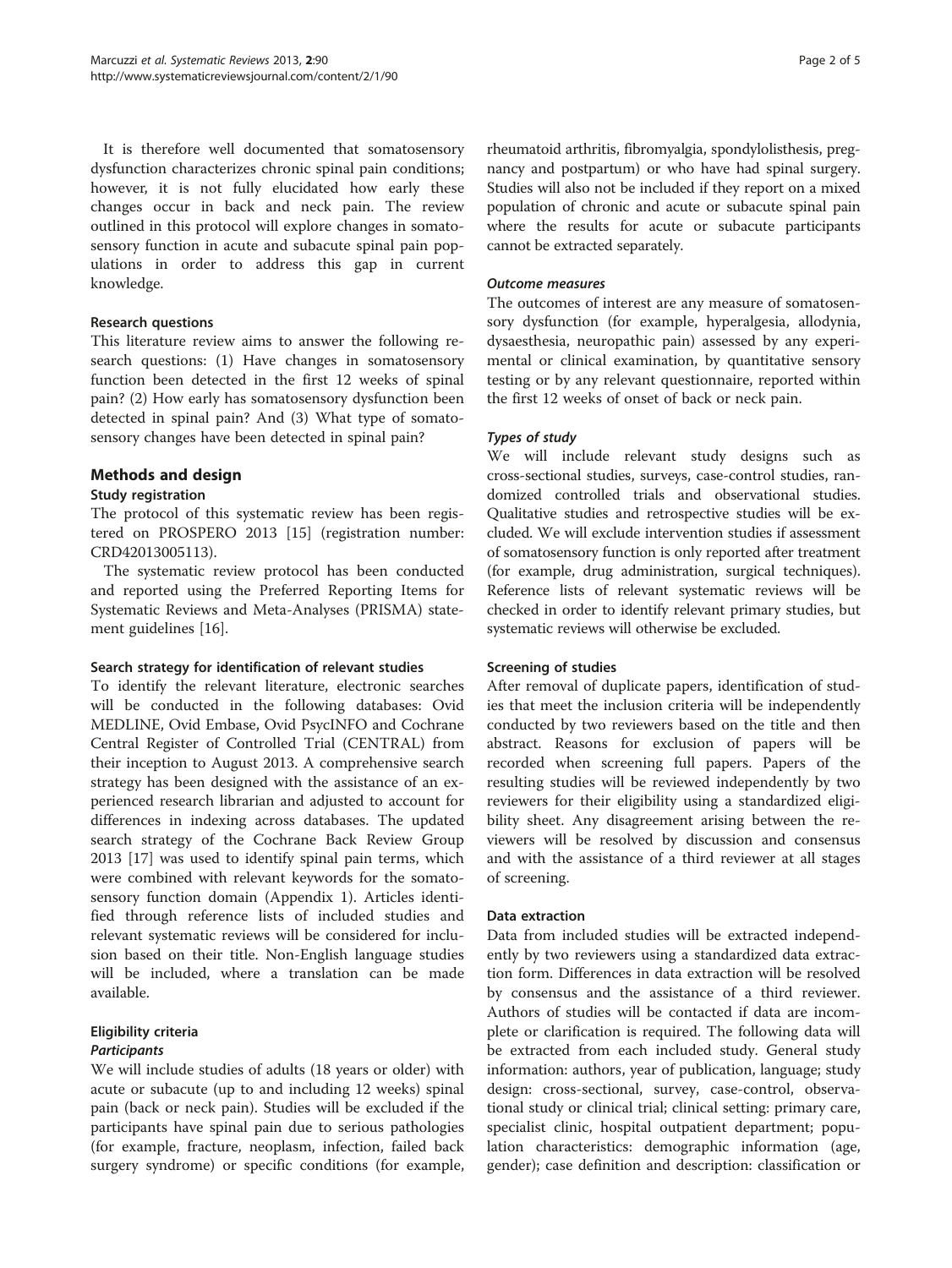It is therefore well documented that somatosensory dysfunction characterizes chronic spinal pain conditions; however, it is not fully elucidated how early these changes occur in back and neck pain. The review outlined in this protocol will explore changes in somatosensory function in acute and subacute spinal pain populations in order to address this gap in current knowledge.

### Research questions

This literature review aims to answer the following research questions: (1) Have changes in somatosensory function been detected in the first 12 weeks of spinal pain? (2) How early has somatosensory dysfunction been detected in spinal pain? And (3) What type of somatosensory changes have been detected in spinal pain?

## Methods and design

### Study registration

The protocol of this systematic review has been registered on PROSPERO 2013 [15] (registration number: CRD42013005113).

The systematic review protocol has been conducted and reported using the Preferred Reporting Items for Systematic Reviews and Meta-Analyses (PRISMA) statement guidelines [16].

### Search strategy for identification of relevant studies

To identify the relevant literature, electronic searches will be conducted in the following databases: Ovid MEDLINE, Ovid Embase, Ovid PsycINFO and Cochrane Central Register of Controlled Trial (CENTRAL) from their inception to August 2013. A comprehensive search strategy has been designed with the assistance of an experienced research librarian and adjusted to account for differences in indexing across databases. The updated search strategy of the Cochrane Back Review Group 2013 [17] was used to identify spinal pain terms, which were combined with relevant keywords for the somatosensory function domain (Appendix 1). Articles identified through reference lists of included studies and relevant systematic reviews will be considered for inclusion based on their title. Non-English language studies will be included, where a translation can be made available.

### Eligibility criteria

#### *Participants*

We will include studies of adults (18 years or older) with acute or subacute (up to and including 12 weeks) spinal pain (back or neck pain). Studies will be excluded if the participants have spinal pain due to serious pathologies (for example, fracture, neoplasm, infection, failed back surgery syndrome) or specific conditions (for example, rheumatoid arthritis, fibromyalgia, spondylolisthesis, pregnancy and postpartum) or who have had spinal surgery. Studies will also not be included if they report on a mixed population of chronic and acute or subacute spinal pain where the results for acute or subacute participants cannot be extracted separately.

#### *Outcome measures*

The outcomes of interest are any measure of somatosensory dysfunction (for example, hyperalgesia, allodynia, dysaesthesia, neuropathic pain) assessed by any experimental or clinical examination, by quantitative sensory testing or by any relevant questionnaire, reported within the first 12 weeks of onset of back or neck pain.

#### *Types of study*

We will include relevant study designs such as cross-sectional studies, surveys, case-control studies, randomized controlled trials and observational studies. Qualitative studies and retrospective studies will be excluded. We will exclude intervention studies if assessment of somatosensory function is only reported after treatment (for example, drug administration, surgical techniques). Reference lists of relevant systematic reviews will be checked in order to identify relevant primary studies, but systematic reviews will otherwise be excluded.

### Screening of studies

After removal of duplicate papers, identification of studies that meet the inclusion criteria will be independently conducted by two reviewers based on the title and then abstract. Reasons for exclusion of papers will be recorded when screening full papers. Papers of the resulting studies will be reviewed independently by two reviewers for their eligibility using a standardized eligibility sheet. Any disagreement arising between the reviewers will be resolved by discussion and consensus and with the assistance of a third reviewer at all stages of screening.

### Data extraction

Data from included studies will be extracted independently by two reviewers using a standardized data extraction form. Differences in data extraction will be resolved by consensus and the assistance of a third reviewer. Authors of studies will be contacted if data are incomplete or clarification is required. The following data will be extracted from each included study. General study information: authors, year of publication, language; study design: cross-sectional, survey, case-control, observational study or clinical trial; clinical setting: primary care, specialist clinic, hospital outpatient department; population characteristics: demographic information (age, gender); case definition and description: classification or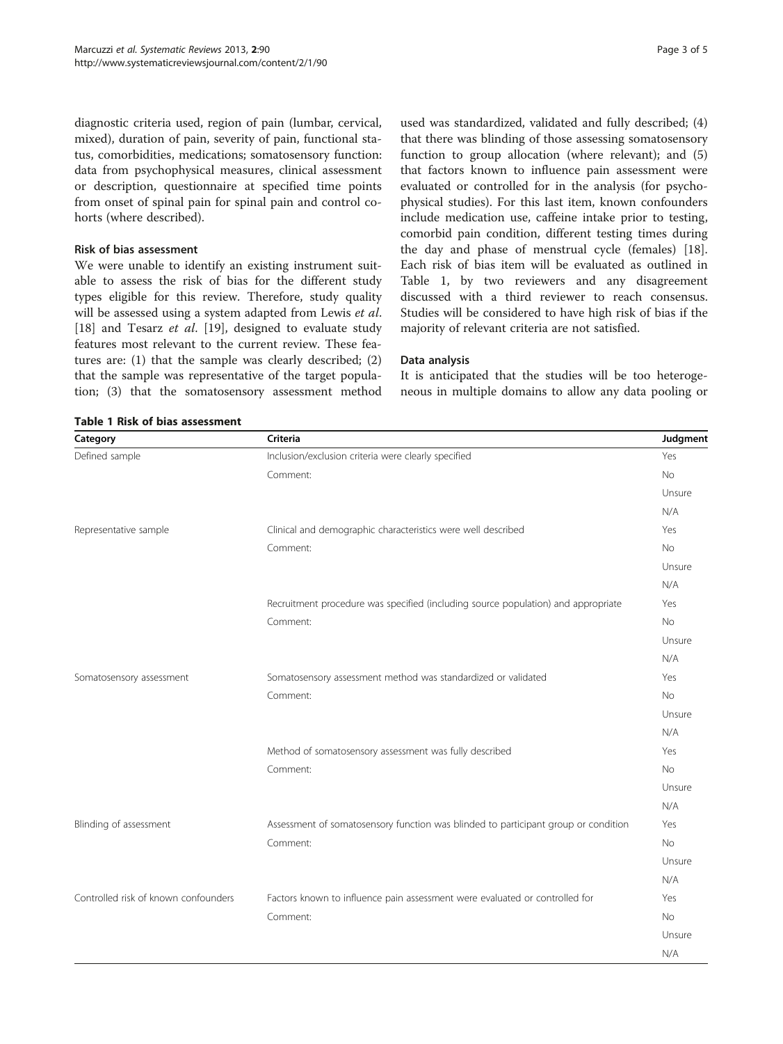diagnostic criteria used, region of pain (lumbar, cervical, mixed), duration of pain, severity of pain, functional status, comorbidities, medications; somatosensory function: data from psychophysical measures, clinical assessment or description, questionnaire at specified time points from onset of spinal pain for spinal pain and control cohorts (where described).

### Risk of bias assessment

We were unable to identify an existing instrument suitable to assess the risk of bias for the different study types eligible for this review. Therefore, study quality will be assessed using a system adapted from Lewis *et al*. [18] and Tesarz *et al*. [19], designed to evaluate study features most relevant to the current review. These features are: (1) that the sample was clearly described; (2) that the sample was representative of the target population; (3) that the somatosensory assessment method used was standardized, validated and fully described; (4) that there was blinding of those assessing somatosensory function to group allocation (where relevant); and (5) that factors known to influence pain assessment were evaluated or controlled for in the analysis (for psychophysical studies). For this last item, known confounders include medication use, caffeine intake prior to testing, comorbid pain condition, different testing times during the day and phase of menstrual cycle (females) [18]. Each risk of bias item will be evaluated as outlined in Table 1, by two reviewers and any disagreement discussed with a third reviewer to reach consensus. Studies will be considered to have high risk of bias if the majority of relevant criteria are not satisfied.

### Data analysis

It is anticipated that the studies will be too heterogeneous in multiple domains to allow any data pooling or

**Table 1 Risk of bias assessment**

| Category | Criteria | Judgment |
|---|---|---|
| Defined sample | Inclusion/exclusion criteria were clearly specified | Yes |
| | Comment: | No |
| | | Unsure |
| | | N/A |
| Representative sample | Clinical and demographic characteristics were well described | Yes |
| | Comment: | No |
| | | Unsure |
| | | N/A |
| | Recruitment procedure was specified (including source population) and appropriate | Yes |
| | Comment: | No |
| | | Unsure |
| | | N/A |
| Somatosensory assessment | Somatosensory assessment method was standardized or validated | Yes |
| | Comment: | No |
| | | Unsure |
| | | N/A |
| | Method of somatosensory assessment was fully described | Yes |
| | Comment: | No |
| | | Unsure |
| | | N/A |
| Blinding of assessment | Assessment of somatosensory function was blinded to participant group or condition | Yes |
| | Comment: | No |
| | | Unsure |
| | | N/A |
| Controlled risk of known confounders | Factors known to influence pain assessment were evaluated or controlled for | Yes |
| | Comment: | No |
| | | Unsure |
| | | N/A |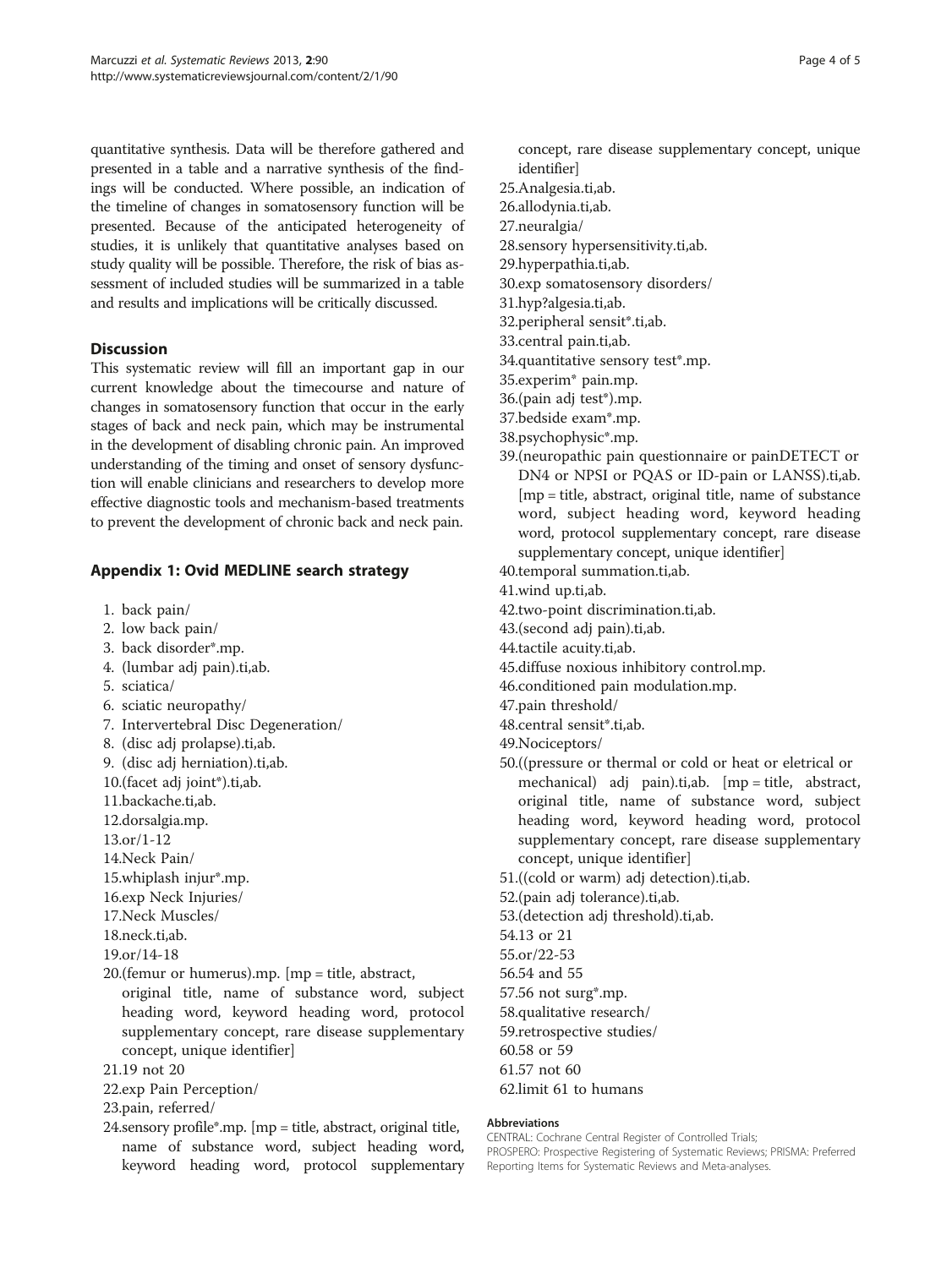quantitative synthesis. Data will be therefore gathered and presented in a table and a narrative synthesis of the findings will be conducted. Where possible, an indication of the timeline of changes in somatosensory function will be presented. Because of the anticipated heterogeneity of studies, it is unlikely that quantitative analyses based on study quality will be possible. Therefore, the risk of bias assessment of included studies will be summarized in a table and results and implications will be critically discussed.

## Discussion

This systematic review will fill an important gap in our current knowledge about the timecourse and nature of changes in somatosensory function that occur in the early stages of back and neck pain, which may be instrumental in the development of disabling chronic pain. An improved understanding of the timing and onset of sensory dysfunction will enable clinicians and researchers to develop more effective diagnostic tools and mechanism-based treatments to prevent the development of chronic back and neck pain.

## Appendix 1: Ovid MEDLINE search strategy

1. back pain/
2. low back pain/
3. back disorder*.mp.
4. (lumbar adj pain).ti,ab.
5. sciatica/
6. sciatic neuropathy/
7. Intervertebral Disc Degeneration/
8. (disc adj prolapse).ti,ab.
9. (disc adj herniation).ti,ab.
10. (facet adj joint*).ti,ab.
11. backache.ti,ab.
12. dorsalgia.mp.
13. or/1-12
14. Neck Pain/
15. whiplash injur*.mp.
16. exp Neck Injuries/
17. Neck Muscles/
18. neck.ti,ab.
19. or/14-18
20. (femur or humerus).mp. [mp = title, abstract, original title, name of substance word, subject heading word, keyword heading word, protocol supplementary concept, rare disease supplementary concept, unique identifier]
21. 19 not 20
22. exp Pain Perception/
23. pain, referred/
24. sensory profile*.mp. [mp = title, abstract, original title, name of substance word, subject heading word, keyword heading word, protocol supplementary concept, rare disease supplementary concept, unique identifier]
25. Analgesia.ti,ab.
26. allodynia.ti,ab.
27. neuralgia/
28. sensory hypersensitivity.ti,ab.
29. hyperpathia.ti,ab.
30. exp somatosensory disorders/
31. hyp?algesia.ti,ab.
32. peripheral sensit*.ti,ab.
33. central pain.ti,ab.
34. quantitative sensory test*.mp.
35. experim* pain.mp.
36. (pain adj test*).mp.
37. bedside exam*.mp.
38. psychophysic*.mp.
39. (neuropathic pain questionnaire or painDETECT or DN4 or NPSI or PQAS or ID-pain or LANSS).ti,ab. [mp = title, abstract, original title, name of substance word, subject heading word, keyword heading word, protocol supplementary concept, rare disease supplementary concept, unique identifier]
40. temporal summation.ti,ab.
41. wind up.ti,ab.
42. two-point discrimination.ti,ab.
43. (second adj pain).ti,ab.
44. tactile acuity.ti,ab.
45. diffuse noxious inhibitory control.mp.
46. conditioned pain modulation.mp.
47. pain threshold/
48. central sensit*.ti,ab.
49. Nociceptors/
50. ((pressure or thermal or cold or heat or eletrical or mechanical) adj pain).ti,ab. [mp = title, abstract, original title, name of substance word, subject heading word, keyword heading word, protocol supplementary concept, rare disease supplementary concept, unique identifier]
51. ((cold or warm) adj detection).ti,ab.
52. (pain adj tolerance).ti,ab.
53. (detection adj threshold).ti,ab.
54. 13 or 21
55. or/22-53
56. 54 and 55
57. 56 not surg*.mp.
58. qualitative research/
59. retrospective studies/
60. 58 or 59
61. 57 not 60
62. limit 61 to humans

#### Abbreviations

CENTRAL: Cochrane Central Register of Controlled Trials;
PROSPERO: Prospective Registering of Systematic Reviews; PRISMA: Preferred Reporting Items for Systematic Reviews and Meta-analyses.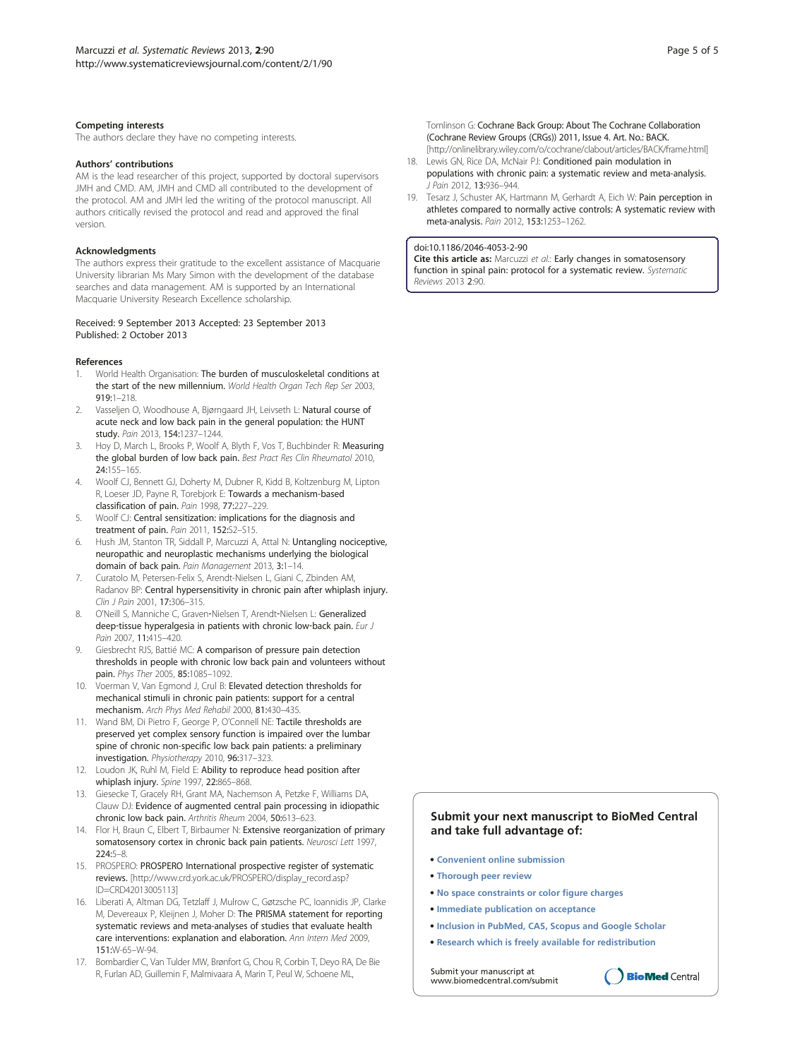### Competing interests

The authors declare they have no competing interests.

### Authors' contributions

AM is the lead researcher of this project, supported by doctoral supervisors JMH and CMD. AM, JMH and CMD all contributed to the development of the protocol. AM and JMH led the writing of the protocol manuscript. All authors critically revised the protocol and read and approved the final version.

### Acknowledgments

The authors express their gratitude to the excellent assistance of Macquarie University librarian Ms Mary Simon with the development of the database searches and data management. AM is supported by an International Macquarie University Research Excellence scholarship.

Received: 9 September 2013 Accepted: 23 September 2013
Published: 2 October 2013

### References

1. World Health Organisation: **The burden of musculoskeletal conditions at the start of the new millennium.** *World Health Organ Tech Rep Ser* 2003, **919:**1–218.
2. Vasseljen O, Woodhouse A, Bjørngaard JH, Leivseth L: **Natural course of acute neck and low back pain in the general population: the HUNT study.** *Pain* 2013, **154:**1237–1244.
3. Hoy D, March L, Brooks P, Woolf A, Blyth F, Vos T, Buchbinder R: **Measuring the global burden of low back pain.** *Best Pract Res Clin Rheumatol* 2010, **24:**155–165.
4. Woolf CJ, Bennett GJ, Doherty M, Dubner R, Kidd B, Koltzenburg M, Lipton R, Loeser JD, Payne R, Torebjork E: **Towards a mechanism-based classification of pain.** *Pain* 1998, **77:**227–229.
5. Woolf CJ: **Central sensitization: implications for the diagnosis and treatment of pain.** *Pain* 2011, **152:**S2–S15.
6. Hush JM, Stanton TR, Siddall P, Marcuzzi A, Attal N: **Untangling nociceptive, neuropathic and neuroplastic mechanisms underlying the biological domain of back pain.** *Pain Management* 2013, **3:**1–14.
7. Curatolo M, Petersen-Felix S, Arendt-Nielsen L, Giani C, Zbinden AM, Radanov BP: **Central hypersensitivity in chronic pain after whiplash injury.** *Clin J Pain* 2001, **17:**306–315.
8. O'Neill S, Manniche C, Graven-Nielsen T, Arendt-Nielsen L: **Generalized deep-tissue hyperalgesia in patients with chronic low-back pain.** *Eur J Pain* 2007, **11:**415–420.
9. Giesbrecht RJS, Battié MC: **A comparison of pressure pain detection thresholds in people with chronic low back pain and volunteers without pain.** *Phys Ther* 2005, **85:**1085–1092.
10. Voerman V, Van Egmond J, Crul B: **Elevated detection thresholds for mechanical stimuli in chronic pain patients: support for a central mechanism.** *Arch Phys Med Rehabil* 2000, **81:**430–435.
11. Wand BM, Di Pietro F, George P, O'Connell NE: **Tactile thresholds are preserved yet complex sensory function is impaired over the lumbar spine of chronic non-specific low back pain patients: a preliminary investigation.** *Physiotherapy* 2010, **96:**317–323.
12. Loudon JK, Ruhl M, Field E: **Ability to reproduce head position after whiplash injury.** *Spine* 1997, **22:**865–868.
13. Giesecke T, Gracely RH, Grant MA, Nachemson A, Petzke F, Williams DA, Clauw DJ: **Evidence of augmented central pain processing in idiopathic chronic low back pain.** *Arthritis Rheum* 2004, **50:**613–623.
14. Flor H, Braun C, Elbert T, Birbaumer N: **Extensive reorganization of primary somatosensory cortex in chronic back pain patients.** *Neurosci Lett* 1997, **224:**5–8.
15. PROSPERO: **PROSPERO International prospective register of systematic reviews.** [http://www.crd.york.ac.uk/PROSPERO/display_record.asp?ID=CRD42013005113]
16. Liberati A, Altman DG, Tetzlaff J, Mulrow C, Gøtzsche PC, Ioannidis JP, Clarke M, Devereaux P, Kleijnen J, Moher D: **The PRISMA statement for reporting systematic reviews and meta-analyses of studies that evaluate health care interventions: explanation and elaboration.** *Ann Intern Med* 2009, **151:**W-65–W-94.
17. Bombardier C, Van Tulder MW, Brønfort G, Chou R, Corbin T, Deyo RA, De Bie R, Furlan AD, Guillemin F, Malmivaara A, Marin T, Peul W, Schoene ML, Tomlinson G: **Cochrane Back Group: About The Cochrane Collaboration (Cochrane Review Groups (CRGs)) 2011, Issue 4. Art. No.: BACK.** [http://onlinelibrary.wiley.com/o/cochrane/clabout/articles/BACK/frame.html]
18. Lewis GN, Rice DA, McNair PJ: **Conditioned pain modulation in populations with chronic pain: a systematic review and meta-analysis.** *J Pain* 2012, **13:**936–944.
19. Tesarz J, Schuster AK, Hartmann M, Gerhardt A, Eich W: **Pain perception in athletes compared to normally active controls: A systematic review with meta-analysis.** *Pain* 2012, **153:**1253–1262.

doi:10.1186/2046-4053-2-90

**Cite this article as:** Marcuzzi *et al.*: Early changes in somatosensory function in spinal pain: protocol for a systematic review. *Systematic Reviews* 2013 **2**:90.

**Submit your next manuscript to BioMed Central and take full advantage of:**

- **Convenient online submission**
- **Thorough peer review**
- **No space constraints or color figure charges**
- **Immediate publication on acceptance**
- **Inclusion in PubMed, CAS, Scopus and Google Scholar**
- **Research which is freely available for redistribution**

Submit your manuscript at
www.biomedcentral.com/submit

BioMed Central